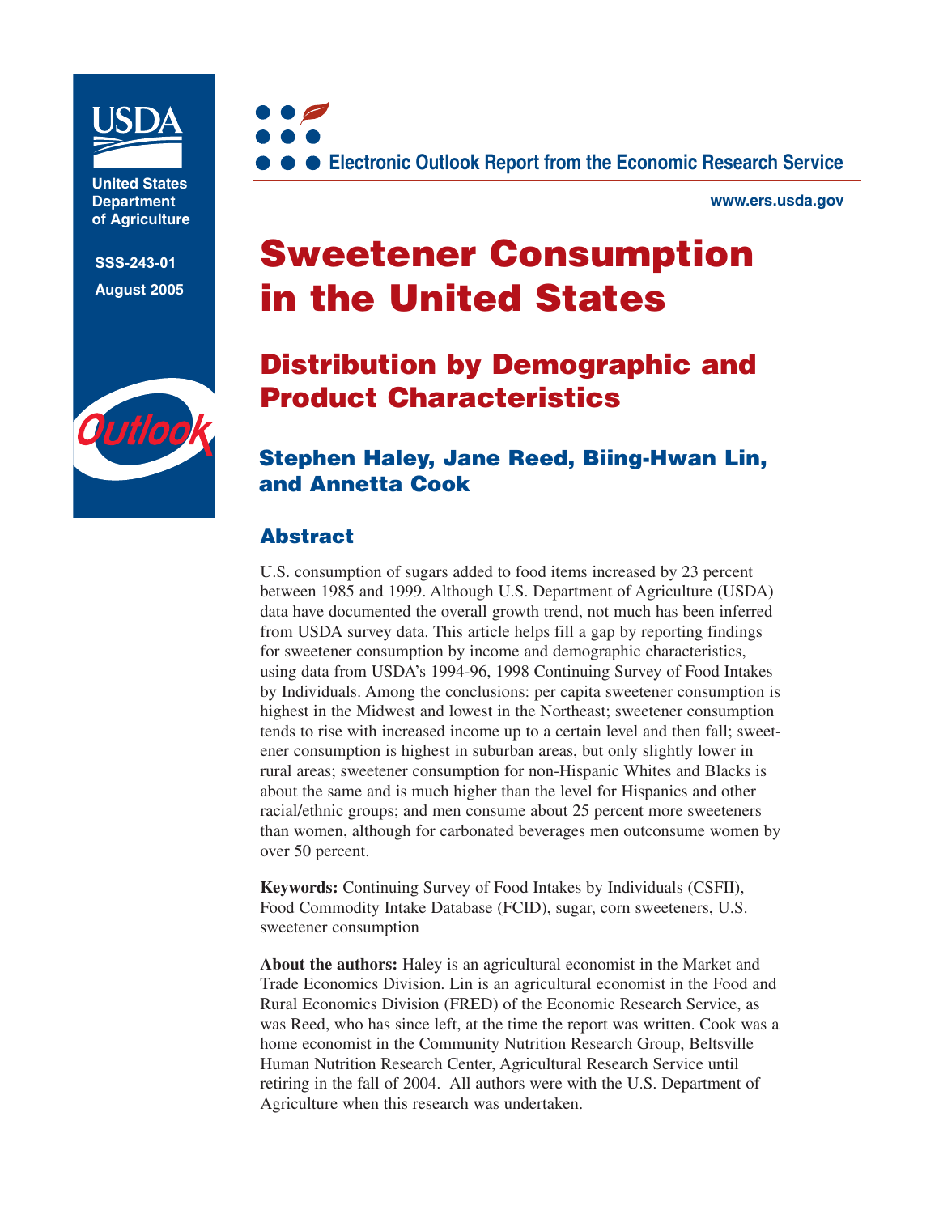United States Department of Agriculture

SSS-243-01

August 2005

Electronic Outlook Report from the Economic Research Service

www.ers.usda.gov

# Sweetener Consumption in the United States

## Distribution by Demographic and Product Characteristics

### Stephen Haley, Jane Reed, Biing-Hwan Lin, and Annetta Cook

## Abstract

U.S. consumption of sugars added to food items increased by 23 percent between 1985 and 1999. Although U.S. Department of Agriculture (USDA) data have documented the overall growth trend, not much has been inferred from USDA survey data. This article helps fill a gap by reporting findings for sweetener consumption by income and demographic characteristics, using data from USDA's 1994-96, 1998 Continuing Survey of Food Intakes by Individuals. Among the conclusions: per capita sweetener consumption is highest in the Midwest and lowest in the Northeast; sweetener consumption tends to rise with increased income up to a certain level and then fall; sweetener consumption is highest in suburban areas, but only slightly lower in rural areas; sweetener consumption for non-Hispanic Whites and Blacks is about the same and is much higher than the level for Hispanics and other racial/ethnic groups; and men consume about 25 percent more sweeteners than women, although for carbonated beverages men outconsume women by over 50 percent.

**Keywords:** Continuing Survey of Food Intakes by Individuals (CSFII), Food Commodity Intake Database (FCID), sugar, corn sweeteners, U.S. sweetener consumption

**About the authors:** Haley is an agricultural economist in the Market and Trade Economics Division. Lin is an agricultural economist in the Food and Rural Economics Division (FRED) of the Economic Research Service, as was Reed, who has since left, at the time the report was written. Cook was a home economist in the Community Nutrition Research Group, Beltsville Human Nutrition Research Center, Agricultural Research Service until retiring in the fall of 2004. All authors were with the U.S. Department of Agriculture when this research was undertaken.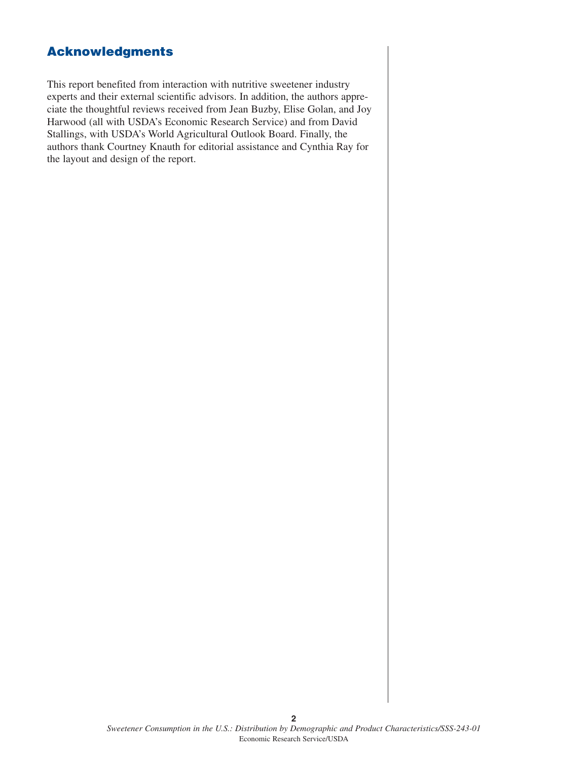## Acknowledgments

This report benefited from interaction with nutritive sweetener industry experts and their external scientific advisors. In addition, the authors appreciate the thoughtful reviews received from Jean Buzby, Elise Golan, and Joy Harwood (all with USDA's Economic Research Service) and from David Stallings, with USDA's World Agricultural Outlook Board. Finally, the authors thank Courtney Knauth for editorial assistance and Cynthia Ray for the layout and design of the report.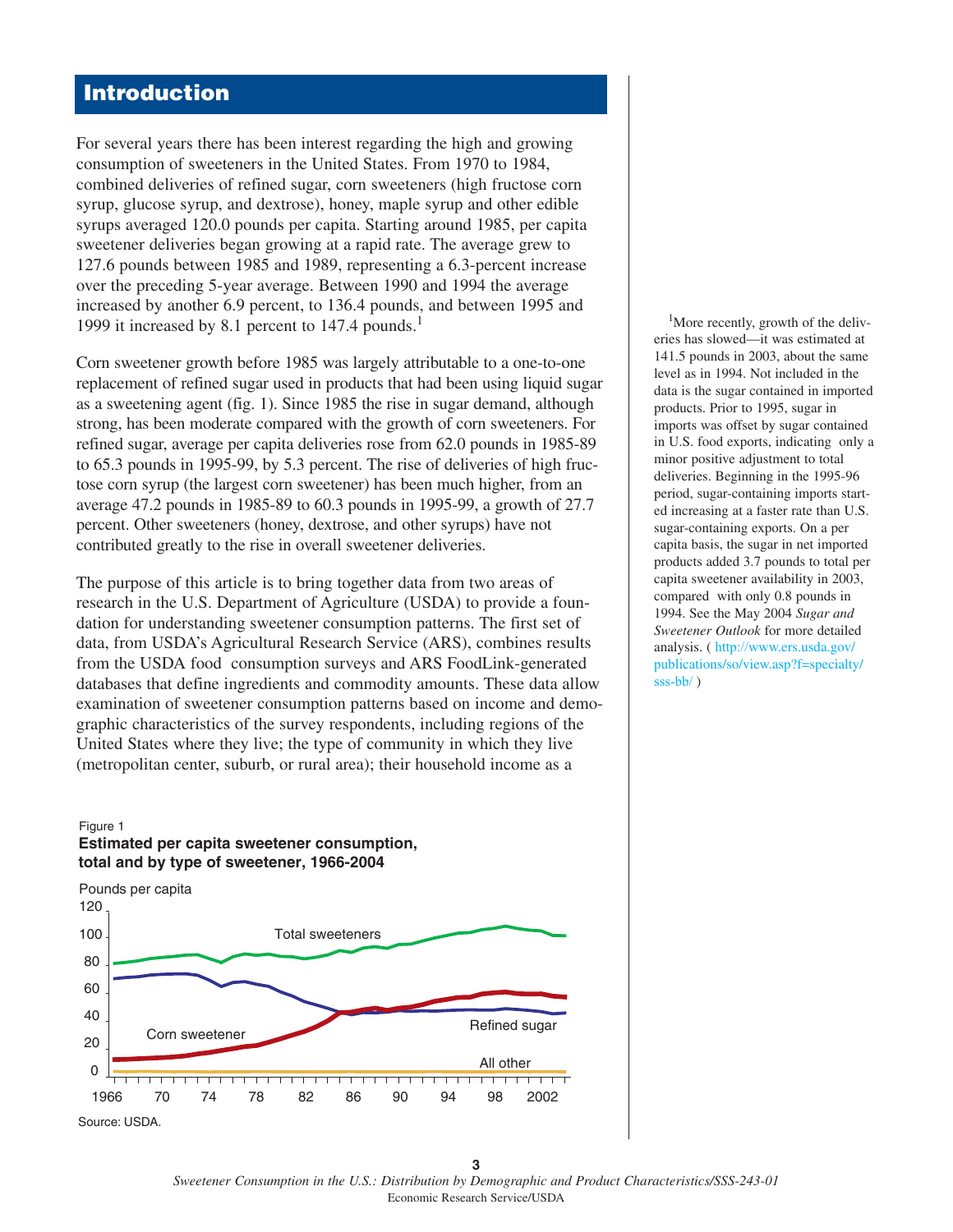# Introduction

For several years there has been interest regarding the high and growing consumption of sweeteners in the United States. From 1970 to 1984, combined deliveries of refined sugar, corn sweeteners (high fructose corn syrup, glucose syrup, and dextrose), honey, maple syrup and other edible syrups averaged 120.0 pounds per capita. Starting around 1985, per capita sweetener deliveries began growing at a rapid rate. The average grew to 127.6 pounds between 1985 and 1989, representing a 6.3-percent increase over the preceding 5-year average. Between 1990 and 1994 the average increased by another 6.9 percent, to 136.4 pounds, and between 1995 and 1999 it increased by 8.1 percent to 147.4 pounds.[1]

Corn sweetener growth before 1985 was largely attributable to a one-to-one replacement of refined sugar used in products that had been using liquid sugar as a sweetening agent (fig. 1). Since 1985 the rise in sugar demand, although strong, has been moderate compared with the growth of corn sweeteners. For refined sugar, average per capita deliveries rose from 62.0 pounds in 1985-89 to 65.3 pounds in 1995-99, by 5.3 percent. The rise of deliveries of high fructose corn syrup (the largest corn sweetener) has been much higher, from an average 47.2 pounds in 1985-89 to 60.3 pounds in 1995-99, a growth of 27.7 percent. Other sweeteners (honey, dextrose, and other syrups) have not contributed greatly to the rise in overall sweetener deliveries.

The purpose of this article is to bring together data from two areas of research in the U.S. Department of Agriculture (USDA) to provide a foundation for understanding sweetener consumption patterns. The first set of data, from USDA's Agricultural Research Service (ARS), combines results from the USDA food consumption surveys and ARS FoodLink-generated databases that define ingredients and commodity amounts. These data allow examination of sweetener consumption patterns based on income and demographic characteristics of the survey respondents, including regions of the United States where they live; the type of community in which they live (metropolitan center, suburb, or rural area); their household income as a

[1]More recently, growth of the deliveries has slowed—it was estimated at 141.5 pounds in 2003, about the same level as in 1994. Not included in the data is the sugar contained in imported products. Prior to 1995, sugar in imports was offset by sugar contained in U.S. food exports, indicating only a minor positive adjustment to total deliveries. Beginning in the 1995-96 period, sugar-containing imports started increasing at a faster rate than U.S. sugar-containing exports. On a per capita basis, the sugar in net imported products added 3.7 pounds to total per capita sweetener availability in 2003, compared with only 0.8 pounds in 1994. See the May 2004 *Sugar and Sweetener Outlook* for more detailed analysis. ( http://www.ers.usda.gov/publications/so/view.asp?f=specialty/sss-bb/ )

Figure 1
**Estimated per capita sweetener consumption, total and by type of sweetener, 1966-2004**

Source: USDA.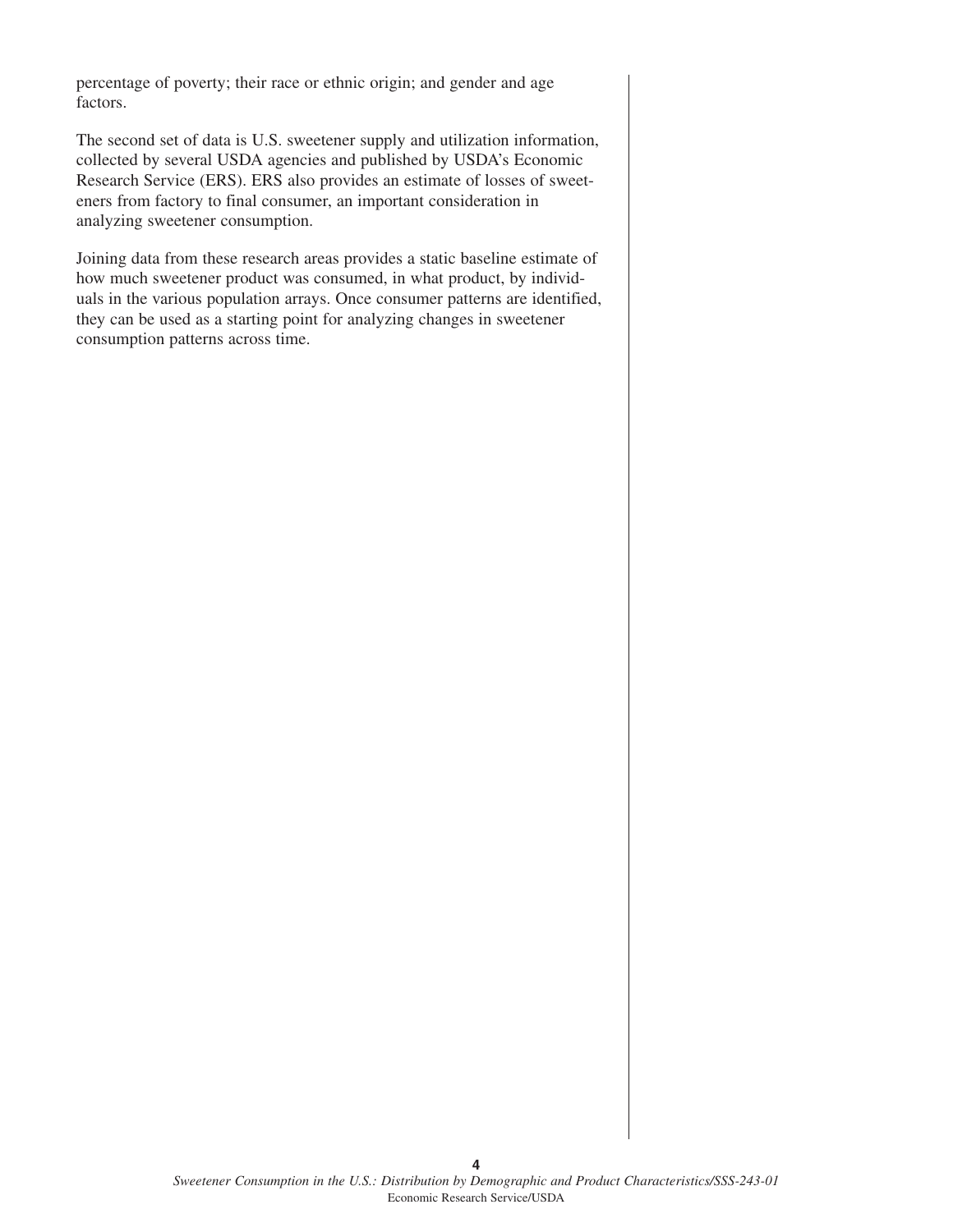percentage of poverty; their race or ethnic origin; and gender and age factors.

The second set of data is U.S. sweetener supply and utilization information, collected by several USDA agencies and published by USDA's Economic Research Service (ERS). ERS also provides an estimate of losses of sweeteners from factory to final consumer, an important consideration in analyzing sweetener consumption.

Joining data from these research areas provides a static baseline estimate of how much sweetener product was consumed, in what product, by individuals in the various population arrays. Once consumer patterns are identified, they can be used as a starting point for analyzing changes in sweetener consumption patterns across time.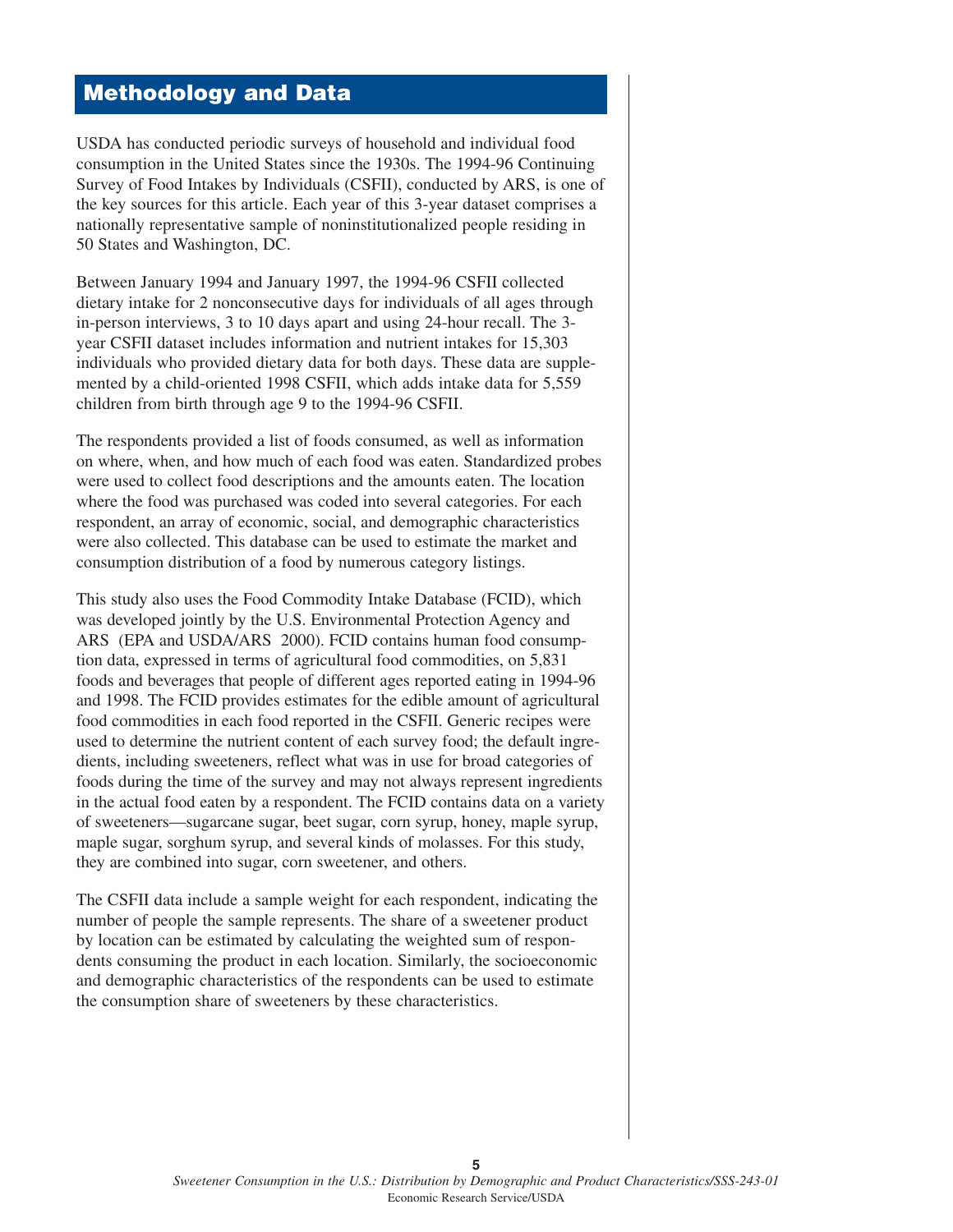## Methodology and Data

USDA has conducted periodic surveys of household and individual food consumption in the United States since the 1930s. The 1994-96 Continuing Survey of Food Intakes by Individuals (CSFII), conducted by ARS, is one of the key sources for this article. Each year of this 3-year dataset comprises a nationally representative sample of noninstitutionalized people residing in 50 States and Washington, DC.

Between January 1994 and January 1997, the 1994-96 CSFII collected dietary intake for 2 nonconsecutive days for individuals of all ages through in-person interviews, 3 to 10 days apart and using 24-hour recall. The 3-year CSFII dataset includes information and nutrient intakes for 15,303 individuals who provided dietary data for both days. These data are supplemented by a child-oriented 1998 CSFII, which adds intake data for 5,559 children from birth through age 9 to the 1994-96 CSFII.

The respondents provided a list of foods consumed, as well as information on where, when, and how much of each food was eaten. Standardized probes were used to collect food descriptions and the amounts eaten. The location where the food was purchased was coded into several categories. For each respondent, an array of economic, social, and demographic characteristics were also collected. This database can be used to estimate the market and consumption distribution of a food by numerous category listings.

This study also uses the Food Commodity Intake Database (FCID), which was developed jointly by the U.S. Environmental Protection Agency and ARS (EPA and USDA/ARS 2000). FCID contains human food consumption data, expressed in terms of agricultural food commodities, on 5,831 foods and beverages that people of different ages reported eating in 1994-96 and 1998. The FCID provides estimates for the edible amount of agricultural food commodities in each food reported in the CSFII. Generic recipes were used to determine the nutrient content of each survey food; the default ingredients, including sweeteners, reflect what was in use for broad categories of foods during the time of the survey and may not always represent ingredients in the actual food eaten by a respondent. The FCID contains data on a variety of sweeteners—sugarcane sugar, beet sugar, corn syrup, honey, maple syrup, maple sugar, sorghum syrup, and several kinds of molasses. For this study, they are combined into sugar, corn sweetener, and others.

The CSFII data include a sample weight for each respondent, indicating the number of people the sample represents. The share of a sweetener product by location can be estimated by calculating the weighted sum of respondents consuming the product in each location. Similarly, the socioeconomic and demographic characteristics of the respondents can be used to estimate the consumption share of sweeteners by these characteristics.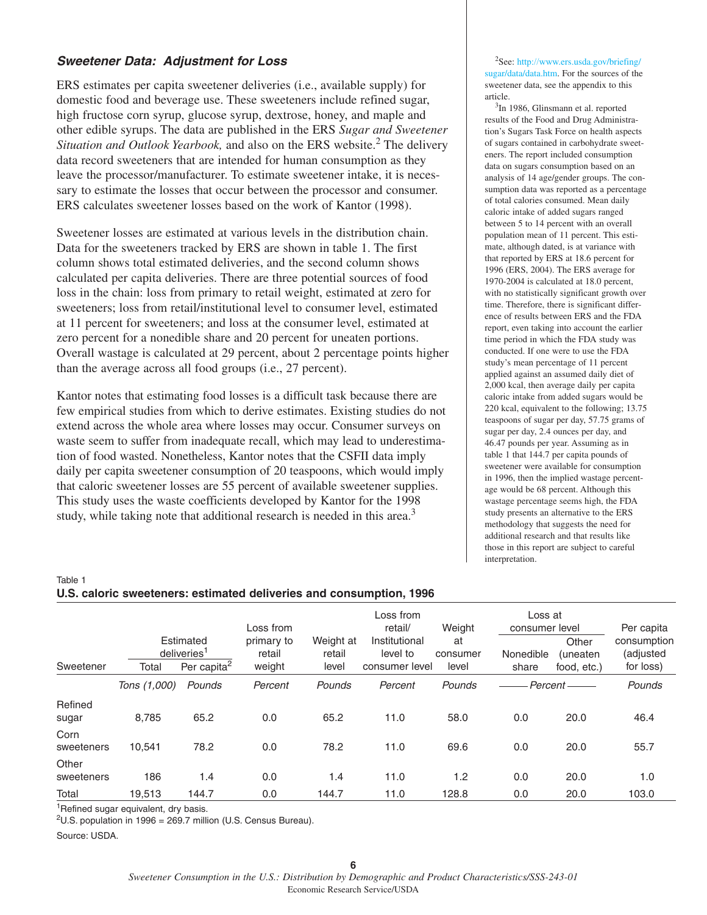### *Sweetener Data: Adjustment for Loss*

ERS estimates per capita sweetener deliveries (i.e., available supply) for domestic food and beverage use. These sweeteners include refined sugar, high fructose corn syrup, glucose syrup, dextrose, honey, and maple and other edible syrups. The data are published in the ERS *Sugar and Sweetener Situation and Outlook Yearbook,* and also on the ERS website.[2] The delivery data record sweeteners that are intended for human consumption as they leave the processor/manufacturer. To estimate sweetener intake, it is necessary to estimate the losses that occur between the processor and consumer. ERS calculates sweetener losses based on the work of Kantor (1998).

Sweetener losses are estimated at various levels in the distribution chain. Data for the sweeteners tracked by ERS are shown in table 1. The first column shows total estimated deliveries, and the second column shows calculated per capita deliveries. There are three potential sources of food loss in the chain: loss from primary to retail weight, estimated at zero for sweeteners; loss from retail/institutional level to consumer level, estimated at 11 percent for sweeteners; and loss at the consumer level, estimated at zero percent for a nonedible share and 20 percent for uneaten portions. Overall wastage is calculated at 29 percent, about 2 percentage points higher than the average across all food groups (i.e., 27 percent).

Kantor notes that estimating food losses is a difficult task because there are few empirical studies from which to derive estimates. Existing studies do not extend across the whole area where losses may occur. Consumer surveys on waste seem to suffer from inadequate recall, which may lead to underestimation of food wasted. Nonetheless, Kantor notes that the CSFII data imply daily per capita sweetener consumption of 20 teaspoons, which would imply that caloric sweetener losses are 55 percent of available sweetener supplies. This study uses the waste coefficients developed by Kantor for the 1998 study, while taking note that additional research is needed in this area.[3]

[2]See: http://www.ers.usda.gov/briefing/sugar/data/data.htm. For the sources of the sweetener data, see the appendix to this article.

[3]In 1986, Glinsmann et al. reported results of the Food and Drug Administration's Sugars Task Force on health aspects of sugars contained in carbohydrate sweeteners. The report included consumption data on sugars consumption based on an analysis of 14 age/gender groups. The consumption data was reported as a percentage of total calories consumed. Mean daily caloric intake of added sugars ranged between 5 to 14 percent with an overall population mean of 11 percent. This estimate, although dated, is at variance with that reported by ERS at 18.6 percent for 1996 (ERS, 2004). The ERS average for 1970-2004 is calculated at 18.0 percent, with no statistically significant growth over time. Therefore, there is significant difference of results between ERS and the FDA report, even taking into account the earlier time period in which the FDA study was conducted. If one were to use the FDA study's mean percentage of 11 percent applied against an assumed daily diet of 2,000 kcal, then average daily per capita caloric intake from added sugars would be 220 kcal, equivalent to the following; 13.75 teaspoons of sugar per day, 57.75 grams of sugar per day, 2.4 ounces per day, and 46.47 pounds per year. Assuming as in table 1 that 144.7 per capita pounds of sweetener were available for consumption in 1996, then the implied wastage percentage would be 68 percent. Although this wastage percentage seems high, the FDA study presents an alternative to the ERS methodology that suggests the need for additional research and that results like those in this report are subject to careful interpretation.

Table 1
**U.S. caloric sweeteners: estimated deliveries and consumption, 1996**

| Sweetener | Estimated deliveries[1] | | Loss from primary to retail weight | Weight at retail level | Loss from retail/ Institutional level to consumer level | Weight at consumer level | Loss at consumer level | | Per capita consumption (adjusted for loss) |
|---|---|---|---|---|---|---|---|---|---|
| | Total | Per capita[2] | | | | | Nonedible share | Other (uneaten food, etc.) | |
| | *Tons (1,000)* | *Pounds* | *Percent* | *Pounds* | *Percent* | *Pounds* | *Percent* | | *Pounds* |
| Refined sugar | 8,785 | 65.2 | 0.0 | 65.2 | 11.0 | 58.0 | 0.0 | 20.0 | 46.4 |
| Corn sweeteners | 10,541 | 78.2 | 0.0 | 78.2 | 11.0 | 69.6 | 0.0 | 20.0 | 55.7 |
| Other sweeteners | 186 | 1.4 | 0.0 | 1.4 | 11.0 | 1.2 | 0.0 | 20.0 | 1.0 |
| Total | 19,513 | 144.7 | 0.0 | 144.7 | 11.0 | 128.8 | 0.0 | 20.0 | 103.0 |

[1]Refined sugar equivalent, dry basis.
[2]U.S. population in 1996 = 269.7 million (U.S. Census Bureau).
Source: USDA.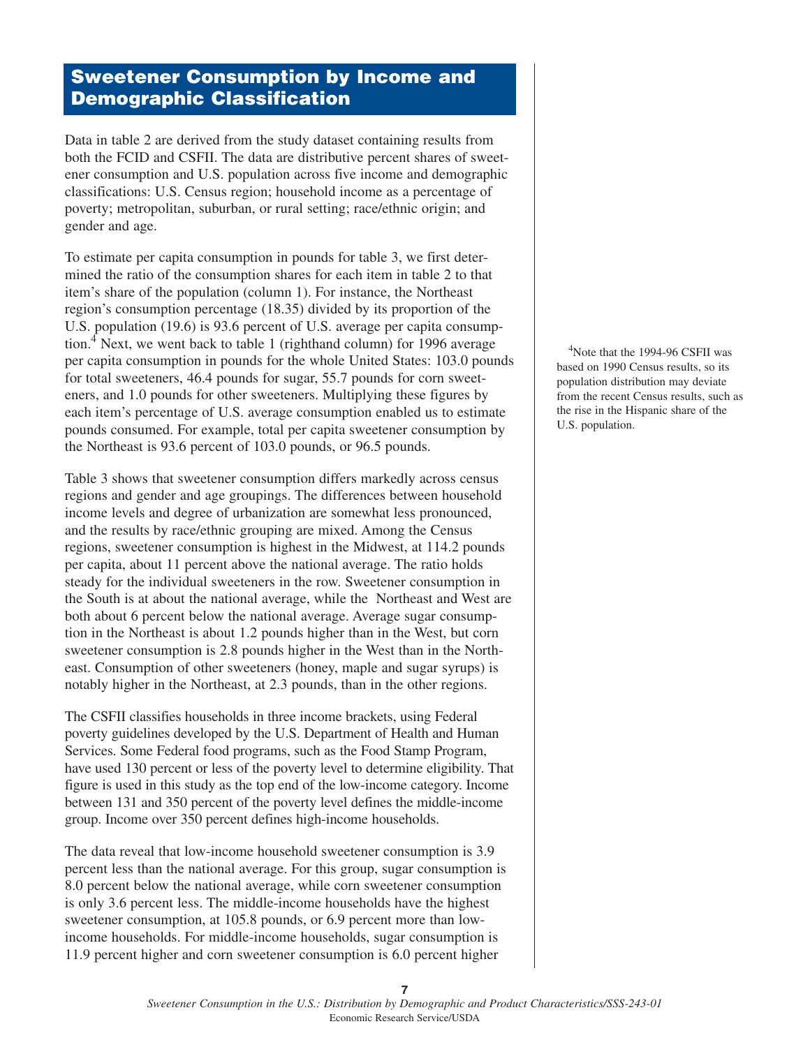## Sweetener Consumption by Income and Demographic Classification

Data in table 2 are derived from the study dataset containing results from both the FCID and CSFII. The data are distributive percent shares of sweetener consumption and U.S. population across five income and demographic classifications: U.S. Census region; household income as a percentage of poverty; metropolitan, suburban, or rural setting; race/ethnic origin; and gender and age.

To estimate per capita consumption in pounds for table 3, we first determined the ratio of the consumption shares for each item in table 2 to that item's share of the population (column 1). For instance, the Northeast region's consumption percentage (18.35) divided by its proportion of the U.S. population (19.6) is 93.6 percent of U.S. average per capita consumption.[4] Next, we went back to table 1 (righthand column) for 1996 average per capita consumption in pounds for the whole United States: 103.0 pounds for total sweeteners, 46.4 pounds for sugar, 55.7 pounds for corn sweeteners, and 1.0 pounds for other sweeteners. Multiplying these figures by each item's percentage of U.S. average consumption enabled us to estimate pounds consumed. For example, total per capita sweetener consumption by the Northeast is 93.6 percent of 103.0 pounds, or 96.5 pounds.

[4]Note that the 1994-96 CSFII was based on 1990 Census results, so its population distribution may deviate from the recent Census results, such as the rise in the Hispanic share of the U.S. population.

Table 3 shows that sweetener consumption differs markedly across census regions and gender and age groupings. The differences between household income levels and degree of urbanization are somewhat less pronounced, and the results by race/ethnic grouping are mixed. Among the Census regions, sweetener consumption is highest in the Midwest, at 114.2 pounds per capita, about 11 percent above the national average. The ratio holds steady for the individual sweeteners in the row. Sweetener consumption in the South is at about the national average, while the Northeast and West are both about 6 percent below the national average. Average sugar consumption in the Northeast is about 1.2 pounds higher than in the West, but corn sweetener consumption is 2.8 pounds higher in the West than in the Northeast. Consumption of other sweeteners (honey, maple and sugar syrups) is notably higher in the Northeast, at 2.3 pounds, than in the other regions.

The CSFII classifies households in three income brackets, using Federal poverty guidelines developed by the U.S. Department of Health and Human Services. Some Federal food programs, such as the Food Stamp Program, have used 130 percent or less of the poverty level to determine eligibility. That figure is used in this study as the top end of the low-income category. Income between 131 and 350 percent of the poverty level defines the middle-income group. Income over 350 percent defines high-income households.

The data reveal that low-income household sweetener consumption is 3.9 percent less than the national average. For this group, sugar consumption is 8.0 percent below the national average, while corn sweetener consumption is only 3.6 percent less. The middle-income households have the highest sweetener consumption, at 105.8 pounds, or 6.9 percent more than low-income households. For middle-income households, sugar consumption is 11.9 percent higher and corn sweetener consumption is 6.0 percent higher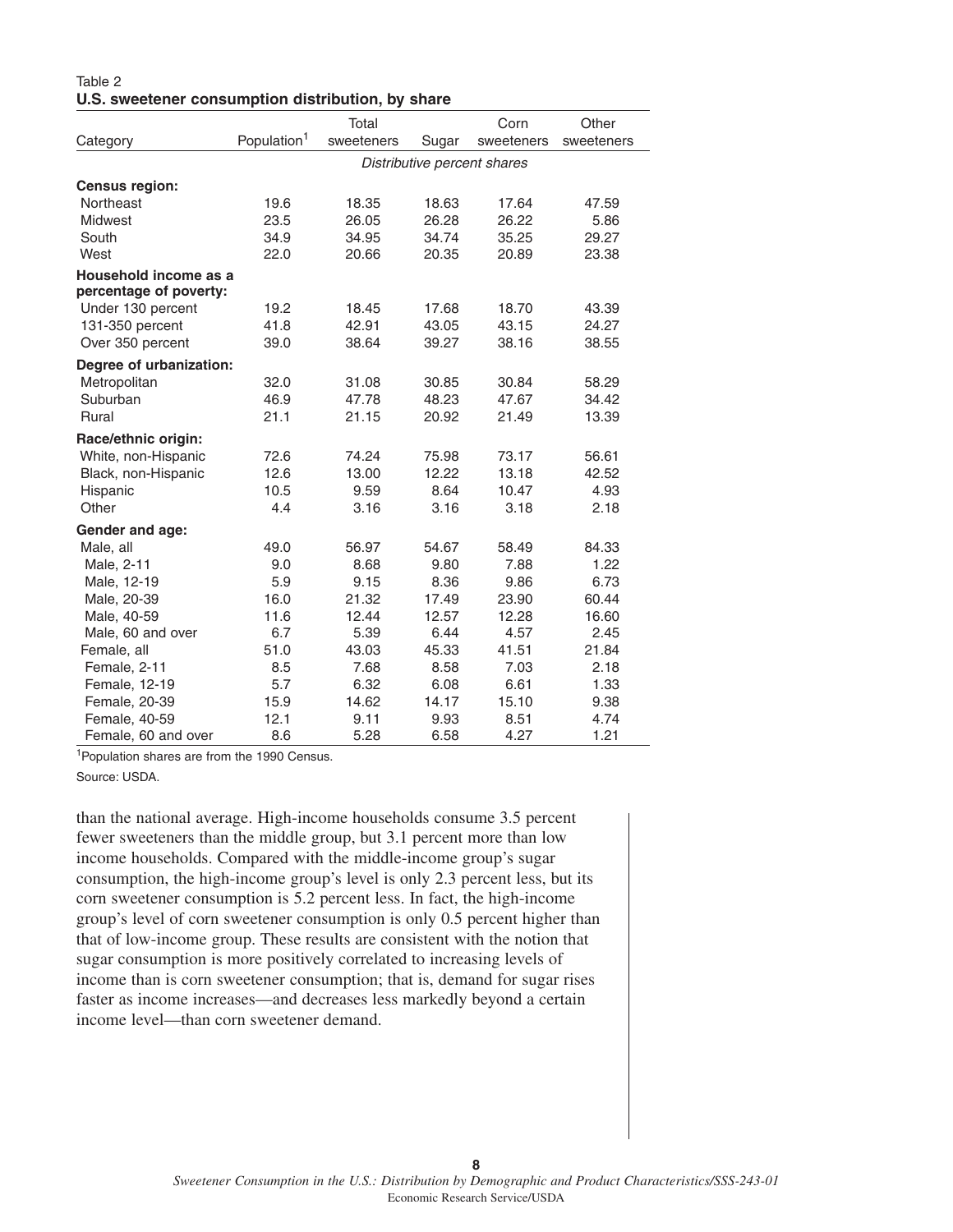Table 2

**U.S. sweetener consumption distribution, by share**

| Category | Population[1] | Total sweeteners | Sugar | Corn sweeteners | Other sweeteners |
|---|---|---|---|---|---|
| | | *Distributive percent shares* | | | |
| **Census region:** | | | | | |
| Northeast | 19.6 | 18.35 | 18.63 | 17.64 | 47.59 |
| Midwest | 23.5 | 26.05 | 26.28 | 26.22 | 5.86 |
| South | 34.9 | 34.95 | 34.74 | 35.25 | 29.27 |
| West | 22.0 | 20.66 | 20.35 | 20.89 | 23.38 |
| **Household income as a percentage of poverty:** | | | | | |
| Under 130 percent | 19.2 | 18.45 | 17.68 | 18.70 | 43.39 |
| 131-350 percent | 41.8 | 42.91 | 43.05 | 43.15 | 24.27 |
| Over 350 percent | 39.0 | 38.64 | 39.27 | 38.16 | 38.55 |
| **Degree of urbanization:** | | | | | |
| Metropolitan | 32.0 | 31.08 | 30.85 | 30.84 | 58.29 |
| Suburban | 46.9 | 47.78 | 48.23 | 47.67 | 34.42 |
| Rural | 21.1 | 21.15 | 20.92 | 21.49 | 13.39 |
| **Race/ethnic origin:** | | | | | |
| White, non-Hispanic | 72.6 | 74.24 | 75.98 | 73.17 | 56.61 |
| Black, non-Hispanic | 12.6 | 13.00 | 12.22 | 13.18 | 42.52 |
| Hispanic | 10.5 | 9.59 | 8.64 | 10.47 | 4.93 |
| Other | 4.4 | 3.16 | 3.16 | 3.18 | 2.18 |
| **Gender and age:** | | | | | |
| Male, all | 49.0 | 56.97 | 54.67 | 58.49 | 84.33 |
| Male, 2-11 | 9.0 | 8.68 | 9.80 | 7.88 | 1.22 |
| Male, 12-19 | 5.9 | 9.15 | 8.36 | 9.86 | 6.73 |
| Male, 20-39 | 16.0 | 21.32 | 17.49 | 23.90 | 60.44 |
| Male, 40-59 | 11.6 | 12.44 | 12.57 | 12.28 | 16.60 |
| Male, 60 and over | 6.7 | 5.39 | 6.44 | 4.57 | 2.45 |
| Female, all | 51.0 | 43.03 | 45.33 | 41.51 | 21.84 |
| Female, 2-11 | 8.5 | 7.68 | 8.58 | 7.03 | 2.18 |
| Female, 12-19 | 5.7 | 6.32 | 6.08 | 6.61 | 1.33 |
| Female, 20-39 | 15.9 | 14.62 | 14.17 | 15.10 | 9.38 |
| Female, 40-59 | 12.1 | 9.11 | 9.93 | 8.51 | 4.74 |
| Female, 60 and over | 8.6 | 5.28 | 6.58 | 4.27 | 1.21 |

[1]Population shares are from the 1990 Census.

Source: USDA.

than the national average. High-income households consume 3.5 percent fewer sweeteners than the middle group, but 3.1 percent more than low income households. Compared with the middle-income group's sugar consumption, the high-income group's level is only 2.3 percent less, but its corn sweetener consumption is 5.2 percent less. In fact, the high-income group's level of corn sweetener consumption is only 0.5 percent higher than that of low-income group. These results are consistent with the notion that sugar consumption is more positively correlated to increasing levels of income than is corn sweetener consumption; that is, demand for sugar rises faster as income increases—and decreases less markedly beyond a certain income level—than corn sweetener demand.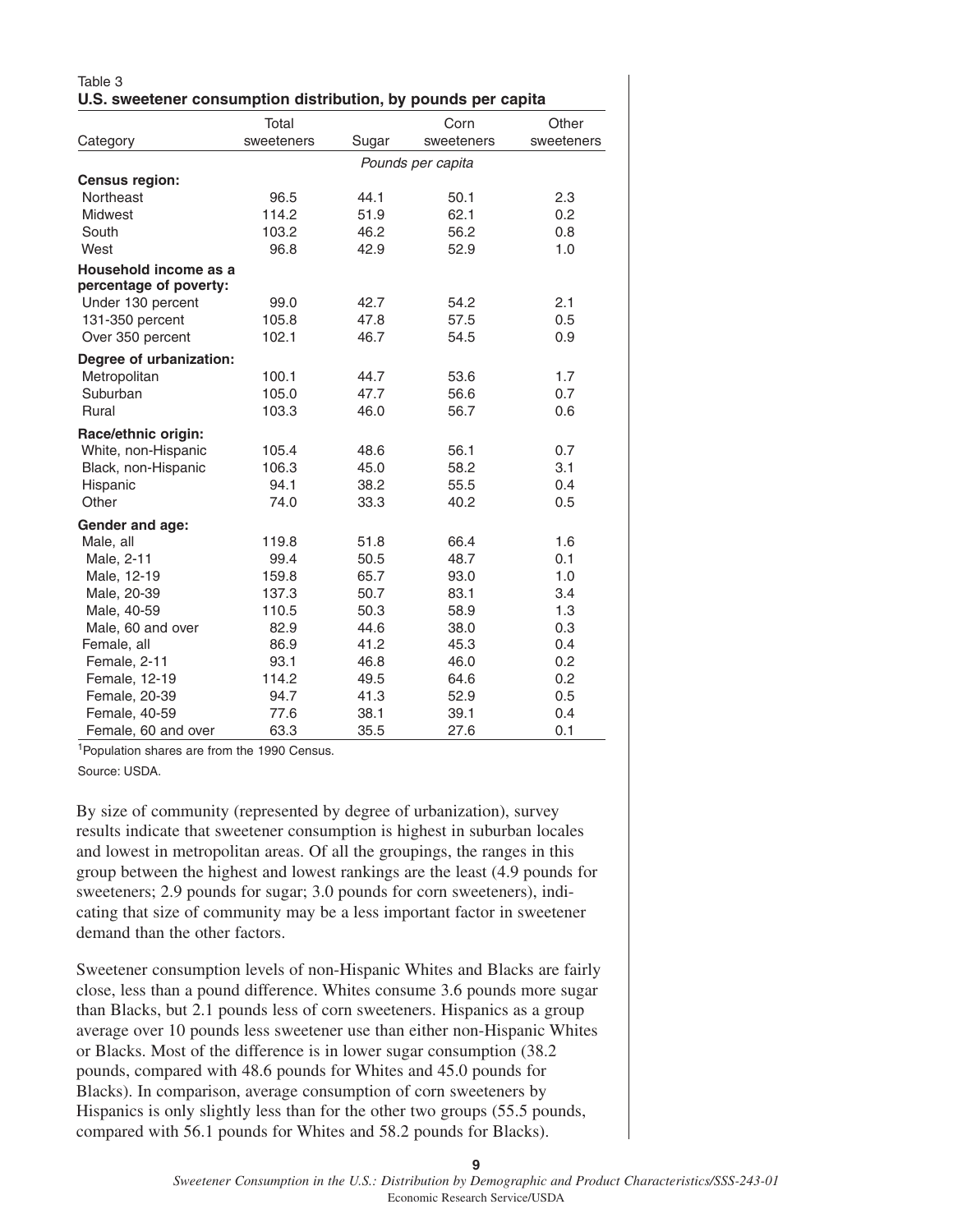Table 3
**U.S. sweetener consumption distribution, by pounds per capita**

| Category | Total sweeteners | Sugar | Corn sweeteners | Other sweeteners |
|---|---|---|---|---|
| | *Pounds per capita* | | | |
| **Census region:** | | | | |
| Northeast | 96.5 | 44.1 | 50.1 | 2.3 |
| Midwest | 114.2 | 51.9 | 62.1 | 0.2 |
| South | 103.2 | 46.2 | 56.2 | 0.8 |
| West | 96.8 | 42.9 | 52.9 | 1.0 |
| **Household income as a percentage of poverty:** | | | | |
| Under 130 percent | 99.0 | 42.7 | 54.2 | 2.1 |
| 131-350 percent | 105.8 | 47.8 | 57.5 | 0.5 |
| Over 350 percent | 102.1 | 46.7 | 54.5 | 0.9 |
| **Degree of urbanization:** | | | | |
| Metropolitan | 100.1 | 44.7 | 53.6 | 1.7 |
| Suburban | 105.0 | 47.7 | 56.6 | 0.7 |
| Rural | 103.3 | 46.0 | 56.7 | 0.6 |
| **Race/ethnic origin:** | | | | |
| White, non-Hispanic | 105.4 | 48.6 | 56.1 | 0.7 |
| Black, non-Hispanic | 106.3 | 45.0 | 58.2 | 3.1 |
| Hispanic | 94.1 | 38.2 | 55.5 | 0.4 |
| Other | 74.0 | 33.3 | 40.2 | 0.5 |
| **Gender and age:** | | | | |
| Male, all | 119.8 | 51.8 | 66.4 | 1.6 |
| Male, 2-11 | 99.4 | 50.5 | 48.7 | 0.1 |
| Male, 12-19 | 159.8 | 65.7 | 93.0 | 1.0 |
| Male, 20-39 | 137.3 | 50.7 | 83.1 | 3.4 |
| Male, 40-59 | 110.5 | 50.3 | 58.9 | 1.3 |
| Male, 60 and over | 82.9 | 44.6 | 38.0 | 0.3 |
| Female, all | 86.9 | 41.2 | 45.3 | 0.4 |
| Female, 2-11 | 93.1 | 46.8 | 46.0 | 0.2 |
| Female, 12-19 | 114.2 | 49.5 | 64.6 | 0.2 |
| Female, 20-39 | 94.7 | 41.3 | 52.9 | 0.5 |
| Female, 40-59 | 77.6 | 38.1 | 39.1 | 0.4 |
| Female, 60 and over | 63.3 | 35.5 | 27.6 | 0.1 |

[1]Population shares are from the 1990 Census.

Source: USDA.

By size of community (represented by degree of urbanization), survey results indicate that sweetener consumption is highest in suburban locales and lowest in metropolitan areas. Of all the groupings, the ranges in this group between the highest and lowest rankings are the least (4.9 pounds for sweeteners; 2.9 pounds for sugar; 3.0 pounds for corn sweeteners), indicating that size of community may be a less important factor in sweetener demand than the other factors.

Sweetener consumption levels of non-Hispanic Whites and Blacks are fairly close, less than a pound difference. Whites consume 3.6 pounds more sugar than Blacks, but 2.1 pounds less of corn sweeteners. Hispanics as a group average over 10 pounds less sweetener use than either non-Hispanic Whites or Blacks. Most of the difference is in lower sugar consumption (38.2 pounds, compared with 48.6 pounds for Whites and 45.0 pounds for Blacks). In comparison, average consumption of corn sweeteners by Hispanics is only slightly less than for the other two groups (55.5 pounds, compared with 56.1 pounds for Whites and 58.2 pounds for Blacks).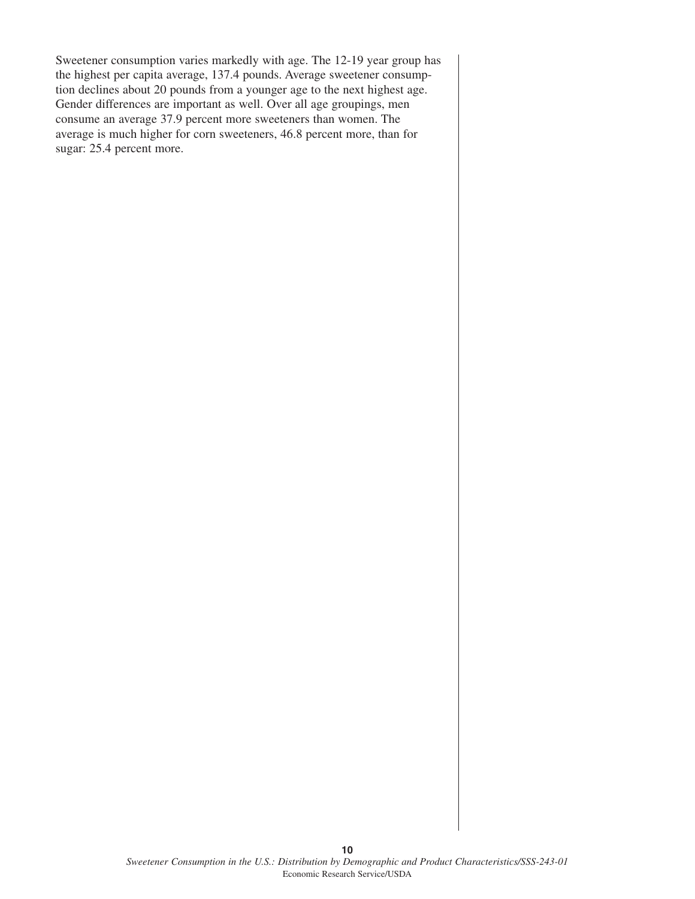Sweetener consumption varies markedly with age. The 12-19 year group has the highest per capita average, 137.4 pounds. Average sweetener consumption declines about 20 pounds from a younger age to the next highest age. Gender differences are important as well. Over all age groupings, men consume an average 37.9 percent more sweeteners than women. The average is much higher for corn sweeteners, 46.8 percent more, than for sugar: 25.4 percent more.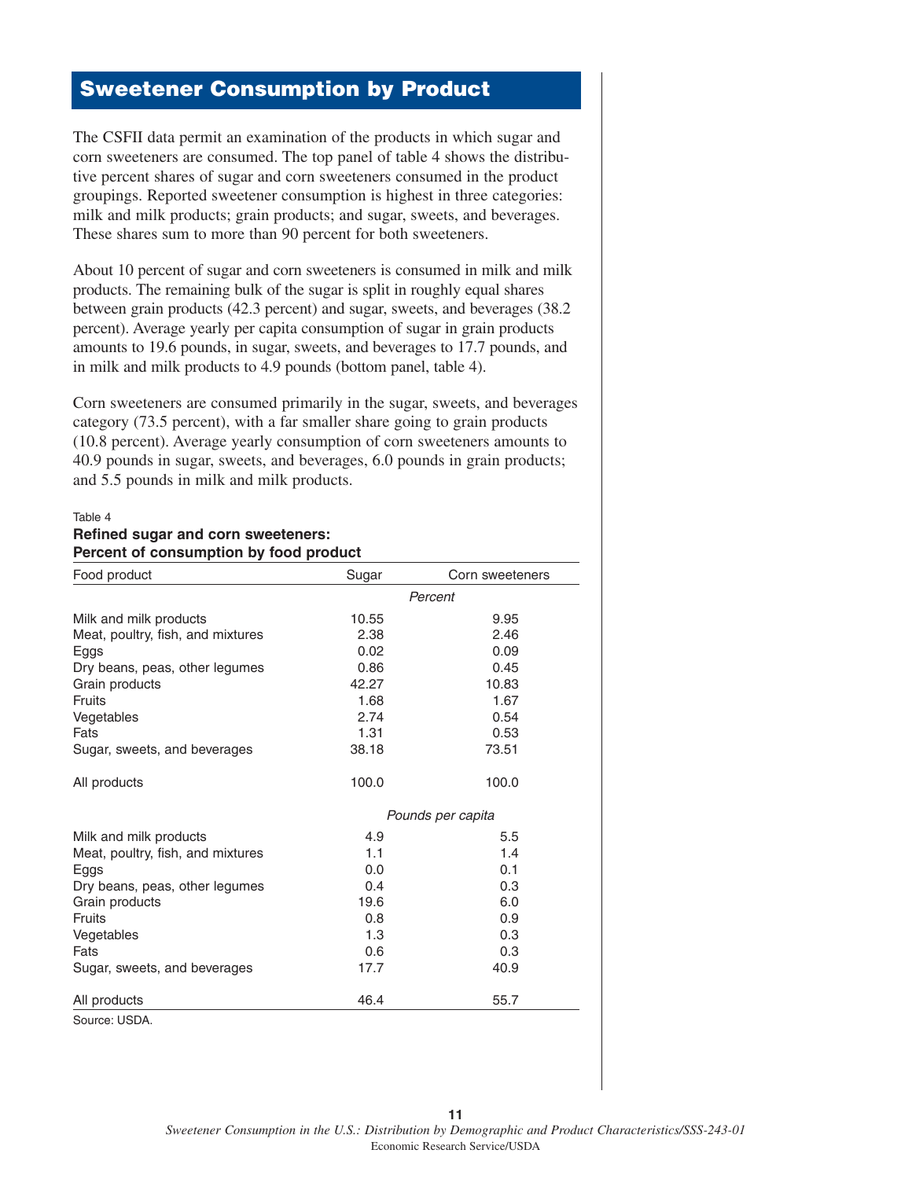## Sweetener Consumption by Product

The CSFII data permit an examination of the products in which sugar and corn sweeteners are consumed. The top panel of table 4 shows the distributive percent shares of sugar and corn sweeteners consumed in the product groupings. Reported sweetener consumption is highest in three categories: milk and milk products; grain products; and sugar, sweets, and beverages. These shares sum to more than 90 percent for both sweeteners.

About 10 percent of sugar and corn sweeteners is consumed in milk and milk products. The remaining bulk of the sugar is split in roughly equal shares between grain products (42.3 percent) and sugar, sweets, and beverages (38.2 percent). Average yearly per capita consumption of sugar in grain products amounts to 19.6 pounds, in sugar, sweets, and beverages to 17.7 pounds, and in milk and milk products to 4.9 pounds (bottom panel, table 4).

Corn sweeteners are consumed primarily in the sugar, sweets, and beverages category (73.5 percent), with a far smaller share going to grain products (10.8 percent). Average yearly consumption of corn sweeteners amounts to 40.9 pounds in sugar, sweets, and beverages, 6.0 pounds in grain products; and 5.5 pounds in milk and milk products.

Table 4

**Refined sugar and corn sweeteners: Percent of consumption by food product**

| Food product | Sugar | Corn sweeteners |
|---|---|---|
| | *Percent* | |
| Milk and milk products | 10.55 | 9.95 |
| Meat, poultry, fish, and mixtures | 2.38 | 2.46 |
| Eggs | 0.02 | 0.09 |
| Dry beans, peas, other legumes | 0.86 | 0.45 |
| Grain products | 42.27 | 10.83 |
| Fruits | 1.68 | 1.67 |
| Vegetables | 2.74 | 0.54 |
| Fats | 1.31 | 0.53 |
| Sugar, sweets, and beverages | 38.18 | 73.51 |
| All products | 100.0 | 100.0 |
| | *Pounds per capita* | |
| Milk and milk products | 4.9 | 5.5 |
| Meat, poultry, fish, and mixtures | 1.1 | 1.4 |
| Eggs | 0.0 | 0.1 |
| Dry beans, peas, other legumes | 0.4 | 0.3 |
| Grain products | 19.6 | 6.0 |
| Fruits | 0.8 | 0.9 |
| Vegetables | 1.3 | 0.3 |
| Fats | 0.6 | 0.3 |
| Sugar, sweets, and beverages | 17.7 | 40.9 |
| All products | 46.4 | 55.7 |

Source: USDA.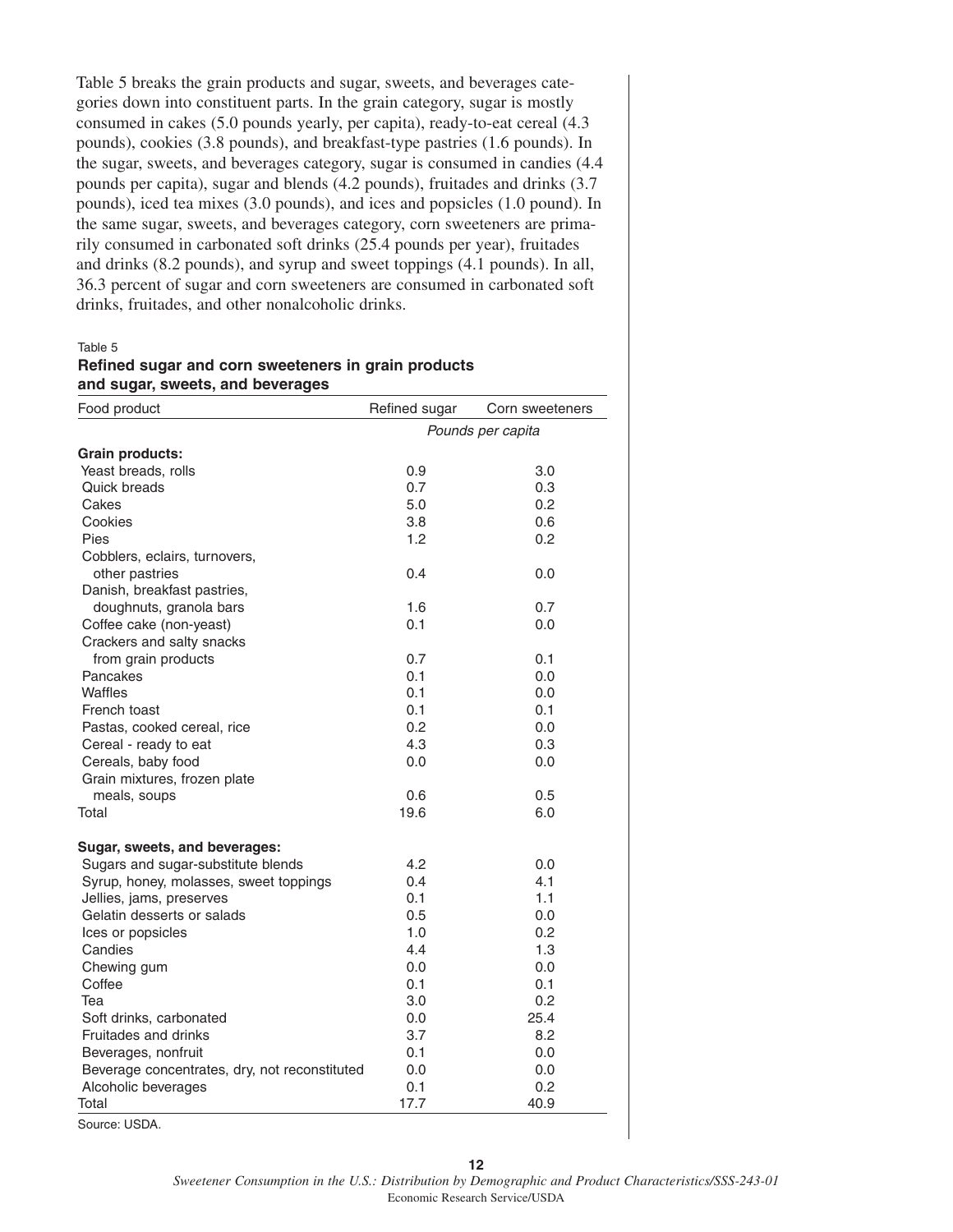Table 5 breaks the grain products and sugar, sweets, and beverages categories down into constituent parts. In the grain category, sugar is mostly consumed in cakes (5.0 pounds yearly, per capita), ready-to-eat cereal (4.3 pounds), cookies (3.8 pounds), and breakfast-type pastries (1.6 pounds). In the sugar, sweets, and beverages category, sugar is consumed in candies (4.4 pounds per capita), sugar and blends (4.2 pounds), fruitades and drinks (3.7 pounds), iced tea mixes (3.0 pounds), and ices and popsicles (1.0 pound). In the same sugar, sweets, and beverages category, corn sweeteners are primarily consumed in carbonated soft drinks (25.4 pounds per year), fruitades and drinks (8.2 pounds), and syrup and sweet toppings (4.1 pounds). In all, 36.3 percent of sugar and corn sweeteners are consumed in carbonated soft drinks, fruitades, and other nonalcoholic drinks.

Table 5

**Refined sugar and corn sweeteners in grain products and sugar, sweets, and beverages**

| Food product | Refined sugar | Corn sweeteners |
|---|---|---|
| | *Pounds per capita* | |
| **Grain products:** | | |
| Yeast breads, rolls | 0.9 | 3.0 |
| Quick breads | 0.7 | 0.3 |
| Cakes | 5.0 | 0.2 |
| Cookies | 3.8 | 0.6 |
| Pies | 1.2 | 0.2 |
| Cobblers, eclairs, turnovers, other pastries | 0.4 | 0.0 |
| Danish, breakfast pastries, doughnuts, granola bars | 1.6 | 0.7 |
| Coffee cake (non-yeast) | 0.1 | 0.0 |
| Crackers and salty snacks from grain products | 0.7 | 0.1 |
| Pancakes | 0.1 | 0.0 |
| Waffles | 0.1 | 0.0 |
| French toast | 0.1 | 0.1 |
| Pastas, cooked cereal, rice | 0.2 | 0.0 |
| Cereal - ready to eat | 4.3 | 0.3 |
| Cereals, baby food | 0.0 | 0.0 |
| Grain mixtures, frozen plate meals, soups | 0.6 | 0.5 |
| Total | 19.6 | 6.0 |
| **Sugar, sweets, and beverages:** | | |
| Sugars and sugar-substitute blends | 4.2 | 0.0 |
| Syrup, honey, molasses, sweet toppings | 0.4 | 4.1 |
| Jellies, jams, preserves | 0.1 | 1.1 |
| Gelatin desserts or salads | 0.5 | 0.0 |
| Ices or popsicles | 1.0 | 0.2 |
| Candies | 4.4 | 1.3 |
| Chewing gum | 0.0 | 0.0 |
| Coffee | 0.1 | 0.1 |
| Tea | 3.0 | 0.2 |
| Soft drinks, carbonated | 0.0 | 25.4 |
| Fruitades and drinks | 3.7 | 8.2 |
| Beverages, nonfruit | 0.1 | 0.0 |
| Beverage concentrates, dry, not reconstituted | 0.0 | 0.0 |
| Alcoholic beverages | 0.1 | 0.2 |
| Total | 17.7 | 40.9 |

Source: USDA.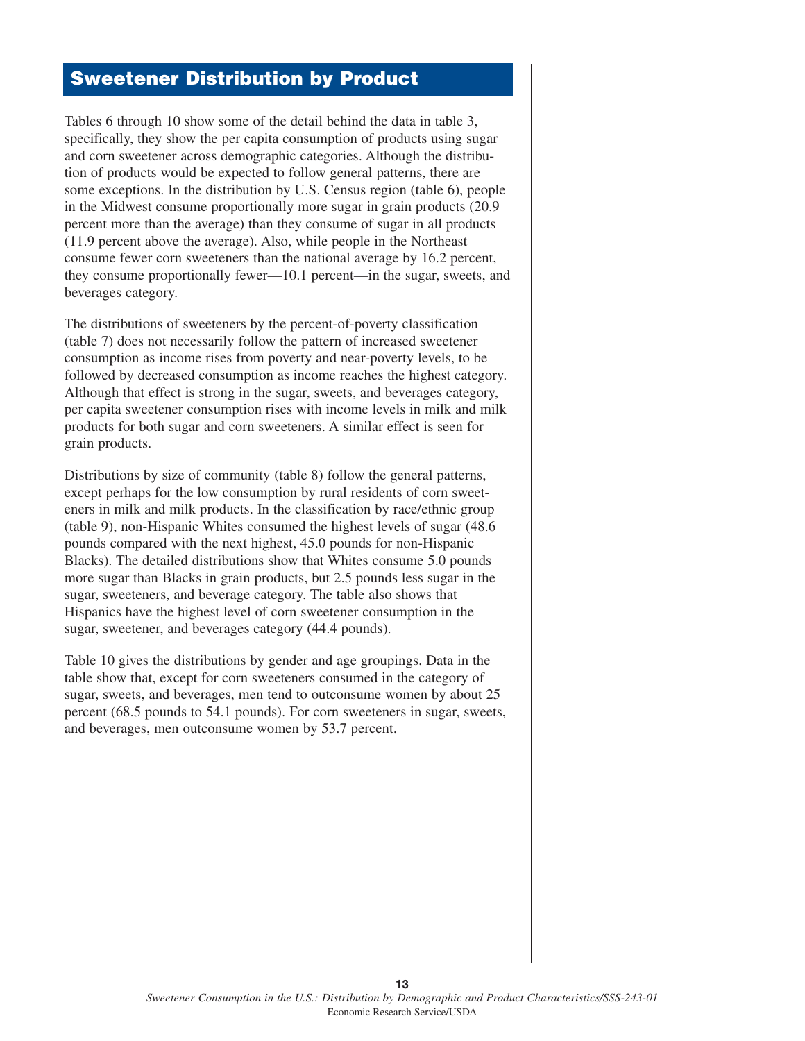## Sweetener Distribution by Product

Tables 6 through 10 show some of the detail behind the data in table 3, specifically, they show the per capita consumption of products using sugar and corn sweetener across demographic categories. Although the distribution of products would be expected to follow general patterns, there are some exceptions. In the distribution by U.S. Census region (table 6), people in the Midwest consume proportionally more sugar in grain products (20.9 percent more than the average) than they consume of sugar in all products (11.9 percent above the average). Also, while people in the Northeast consume fewer corn sweeteners than the national average by 16.2 percent, they consume proportionally fewer—10.1 percent—in the sugar, sweets, and beverages category.

The distributions of sweeteners by the percent-of-poverty classification (table 7) does not necessarily follow the pattern of increased sweetener consumption as income rises from poverty and near-poverty levels, to be followed by decreased consumption as income reaches the highest category. Although that effect is strong in the sugar, sweets, and beverages category, per capita sweetener consumption rises with income levels in milk and milk products for both sugar and corn sweeteners. A similar effect is seen for grain products.

Distributions by size of community (table 8) follow the general patterns, except perhaps for the low consumption by rural residents of corn sweeteners in milk and milk products. In the classification by race/ethnic group (table 9), non-Hispanic Whites consumed the highest levels of sugar (48.6 pounds compared with the next highest, 45.0 pounds for non-Hispanic Blacks). The detailed distributions show that Whites consume 5.0 pounds more sugar than Blacks in grain products, but 2.5 pounds less sugar in the sugar, sweeteners, and beverage category. The table also shows that Hispanics have the highest level of corn sweetener consumption in the sugar, sweetener, and beverages category (44.4 pounds).

Table 10 gives the distributions by gender and age groupings. Data in the table show that, except for corn sweeteners consumed in the category of sugar, sweets, and beverages, men tend to outconsume women by about 25 percent (68.5 pounds to 54.1 pounds). For corn sweeteners in sugar, sweets, and beverages, men outconsume women by 53.7 percent.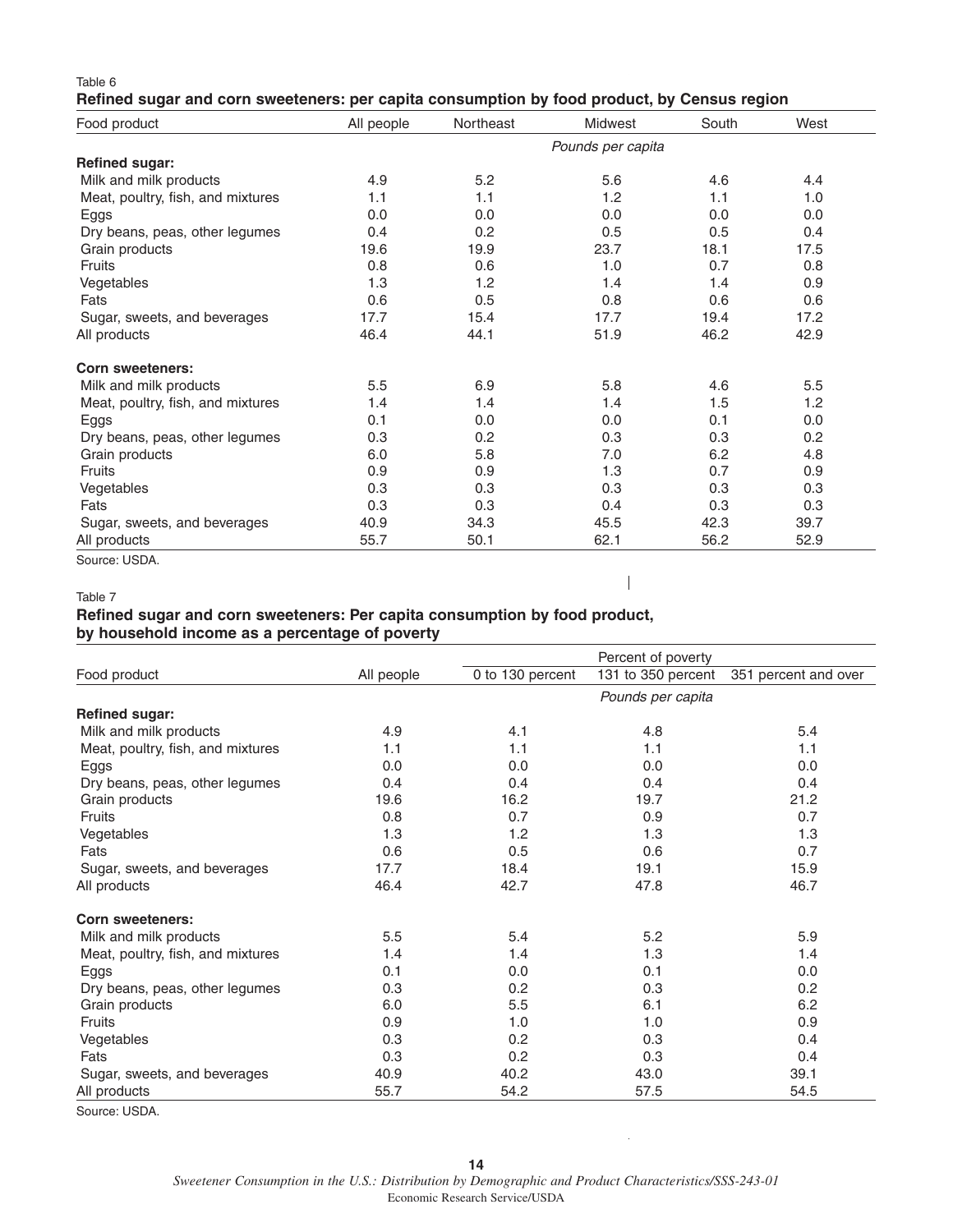Table 6

**Refined sugar and corn sweeteners: per capita consumption by food product, by Census region**

| Food product | All people | Northeast | Midwest | South | West |
|---|---|---|---|---|---|
| | | | *Pounds per capita* | | |
| **Refined sugar:** | | | | | |
| Milk and milk products | 4.9 | 5.2 | 5.6 | 4.6 | 4.4 |
| Meat, poultry, fish, and mixtures | 1.1 | 1.1 | 1.2 | 1.1 | 1.0 |
| Eggs | 0.0 | 0.0 | 0.0 | 0.0 | 0.0 |
| Dry beans, peas, other legumes | 0.4 | 0.2 | 0.5 | 0.5 | 0.4 |
| Grain products | 19.6 | 19.9 | 23.7 | 18.1 | 17.5 |
| Fruits | 0.8 | 0.6 | 1.0 | 0.7 | 0.8 |
| Vegetables | 1.3 | 1.2 | 1.4 | 1.4 | 0.9 |
| Fats | 0.6 | 0.5 | 0.8 | 0.6 | 0.6 |
| Sugar, sweets, and beverages | 17.7 | 15.4 | 17.7 | 19.4 | 17.2 |
| All products | 46.4 | 44.1 | 51.9 | 46.2 | 42.9 |
| **Corn sweeteners:** | | | | | |
| Milk and milk products | 5.5 | 6.9 | 5.8 | 4.6 | 5.5 |
| Meat, poultry, fish, and mixtures | 1.4 | 1.4 | 1.4 | 1.5 | 1.2 |
| Eggs | 0.1 | 0.0 | 0.0 | 0.1 | 0.0 |
| Dry beans, peas, other legumes | 0.3 | 0.2 | 0.3 | 0.3 | 0.2 |
| Grain products | 6.0 | 5.8 | 7.0 | 6.2 | 4.8 |
| Fruits | 0.9 | 0.9 | 1.3 | 0.7 | 0.9 |
| Vegetables | 0.3 | 0.3 | 0.3 | 0.3 | 0.3 |
| Fats | 0.3 | 0.3 | 0.4 | 0.3 | 0.3 |
| Sugar, sweets, and beverages | 40.9 | 34.3 | 45.5 | 42.3 | 39.7 |
| All products | 55.7 | 50.1 | 62.1 | 56.2 | 52.9 |

Source: USDA.

Table 7

**Refined sugar and corn sweeteners: Per capita consumption by food product, by household income as a percentage of poverty**

| Food product | All people | Percent of poverty | | |
|---|---|---|---|---|
| | | 0 to 130 percent | 131 to 350 percent | 351 percent and over |
| | | | *Pounds per capita* | |
| **Refined sugar:** | | | | |
| Milk and milk products | 4.9 | 4.1 | 4.8 | 5.4 |
| Meat, poultry, fish, and mixtures | 1.1 | 1.1 | 1.1 | 1.1 |
| Eggs | 0.0 | 0.0 | 0.0 | 0.0 |
| Dry beans, peas, other legumes | 0.4 | 0.4 | 0.4 | 0.4 |
| Grain products | 19.6 | 16.2 | 19.7 | 21.2 |
| Fruits | 0.8 | 0.7 | 0.9 | 0.7 |
| Vegetables | 1.3 | 1.2 | 1.3 | 1.3 |
| Fats | 0.6 | 0.5 | 0.6 | 0.7 |
| Sugar, sweets, and beverages | 17.7 | 18.4 | 19.1 | 15.9 |
| All products | 46.4 | 42.7 | 47.8 | 46.7 |
| **Corn sweeteners:** | | | | |
| Milk and milk products | 5.5 | 5.4 | 5.2 | 5.9 |
| Meat, poultry, fish, and mixtures | 1.4 | 1.4 | 1.3 | 1.4 |
| Eggs | 0.1 | 0.0 | 0.1 | 0.0 |
| Dry beans, peas, other legumes | 0.3 | 0.2 | 0.3 | 0.2 |
| Grain products | 6.0 | 5.5 | 6.1 | 6.2 |
| Fruits | 0.9 | 1.0 | 1.0 | 0.9 |
| Vegetables | 0.3 | 0.2 | 0.3 | 0.4 |
| Fats | 0.3 | 0.2 | 0.3 | 0.4 |
| Sugar, sweets, and beverages | 40.9 | 40.2 | 43.0 | 39.1 |
| All products | 55.7 | 54.2 | 57.5 | 54.5 |

Source: USDA.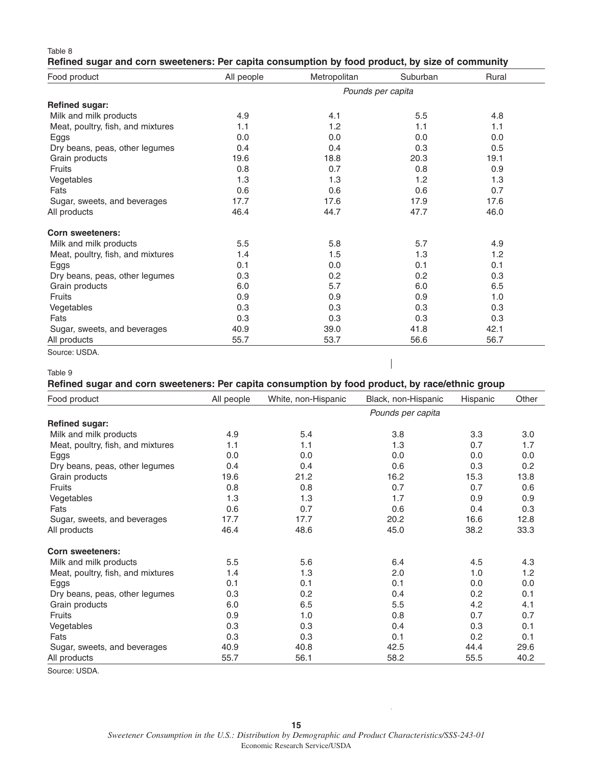Table 8

**Refined sugar and corn sweeteners: Per capita consumption by food product, by size of community**

| Food product | All people | Metropolitan | Suburban | Rural |
|---|---|---|---|---|
| | | *Pounds per capita* | | |
| **Refined sugar:** | | | | |
| Milk and milk products | 4.9 | 4.1 | 5.5 | 4.8 |
| Meat, poultry, fish, and mixtures | 1.1 | 1.2 | 1.1 | 1.1 |
| Eggs | 0.0 | 0.0 | 0.0 | 0.0 |
| Dry beans, peas, other legumes | 0.4 | 0.4 | 0.3 | 0.5 |
| Grain products | 19.6 | 18.8 | 20.3 | 19.1 |
| Fruits | 0.8 | 0.7 | 0.8 | 0.9 |
| Vegetables | 1.3 | 1.3 | 1.2 | 1.3 |
| Fats | 0.6 | 0.6 | 0.6 | 0.7 |
| Sugar, sweets, and beverages | 17.7 | 17.6 | 17.9 | 17.6 |
| All products | 46.4 | 44.7 | 47.7 | 46.0 |
| **Corn sweeteners:** | | | | |
| Milk and milk products | 5.5 | 5.8 | 5.7 | 4.9 |
| Meat, poultry, fish, and mixtures | 1.4 | 1.5 | 1.3 | 1.2 |
| Eggs | 0.1 | 0.0 | 0.1 | 0.1 |
| Dry beans, peas, other legumes | 0.3 | 0.2 | 0.2 | 0.3 |
| Grain products | 6.0 | 5.7 | 6.0 | 6.5 |
| Fruits | 0.9 | 0.9 | 0.9 | 1.0 |
| Vegetables | 0.3 | 0.3 | 0.3 | 0.3 |
| Fats | 0.3 | 0.3 | 0.3 | 0.3 |
| Sugar, sweets, and beverages | 40.9 | 39.0 | 41.8 | 42.1 |
| All products | 55.7 | 53.7 | 56.6 | 56.7 |

Source: USDA.

Table 9

**Refined sugar and corn sweeteners: Per capita consumption by food product, by race/ethnic group**

| Food product | All people | White, non-Hispanic | Black, non-Hispanic | Hispanic | Other |
|---|---|---|---|---|---|
| | | | *Pounds per capita* | | |
| **Refined sugar:** | | | | | |
| Milk and milk products | 4.9 | 5.4 | 3.8 | 3.3 | 3.0 |
| Meat, poultry, fish, and mixtures | 1.1 | 1.1 | 1.3 | 0.7 | 1.7 |
| Eggs | 0.0 | 0.0 | 0.0 | 0.0 | 0.0 |
| Dry beans, peas, other legumes | 0.4 | 0.4 | 0.6 | 0.3 | 0.2 |
| Grain products | 19.6 | 21.2 | 16.2 | 15.3 | 13.8 |
| Fruits | 0.8 | 0.8 | 0.7 | 0.7 | 0.6 |
| Vegetables | 1.3 | 1.3 | 1.7 | 0.9 | 0.9 |
| Fats | 0.6 | 0.7 | 0.6 | 0.4 | 0.3 |
| Sugar, sweets, and beverages | 17.7 | 17.7 | 20.2 | 16.6 | 12.8 |
| All products | 46.4 | 48.6 | 45.0 | 38.2 | 33.3 |
| **Corn sweeteners:** | | | | | |
| Milk and milk products | 5.5 | 5.6 | 6.4 | 4.5 | 4.3 |
| Meat, poultry, fish, and mixtures | 1.4 | 1.3 | 2.0 | 1.0 | 1.2 |
| Eggs | 0.1 | 0.1 | 0.1 | 0.0 | 0.0 |
| Dry beans, peas, other legumes | 0.3 | 0.2 | 0.4 | 0.2 | 0.1 |
| Grain products | 6.0 | 6.5 | 5.5 | 4.2 | 4.1 |
| Fruits | 0.9 | 1.0 | 0.8 | 0.7 | 0.7 |
| Vegetables | 0.3 | 0.3 | 0.4 | 0.3 | 0.1 |
| Fats | 0.3 | 0.3 | 0.1 | 0.2 | 0.1 |
| Sugar, sweets, and beverages | 40.9 | 40.8 | 42.5 | 44.4 | 29.6 |
| All products | 55.7 | 56.1 | 58.2 | 55.5 | 40.2 |

Source: USDA.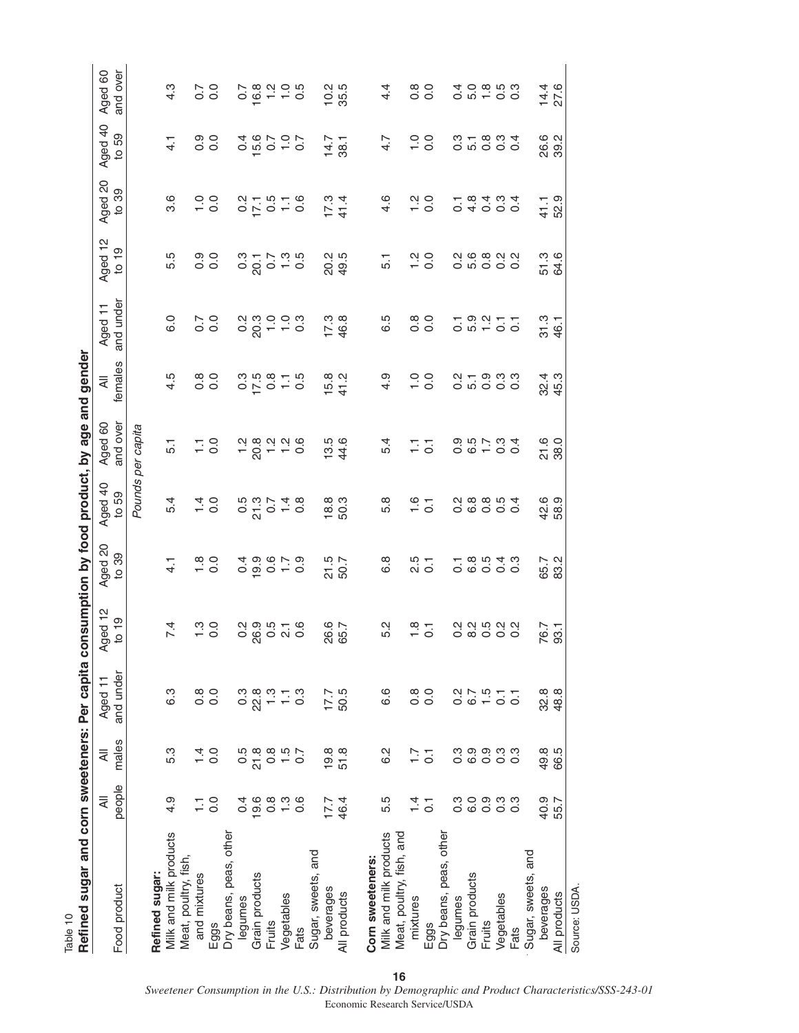Table 10

**Refined sugar and corn sweeteners: Per capita consumption by food product, by age and gender**

| Food product | All people | All males | Aged 11 and under | Aged 12 to 19 | Aged 20 to 39 | Aged 40 to 59 | Aged 60 and over | All females | Aged 11 and under | Aged 12 to 19 | Aged 20 to 39 | Aged 40 to 59 | Aged 60 and over |
|---|---|---|---|---|---|---|---|---|---|---|---|---|---|
| | | | | | | | *Pounds per capita* | | | | | | |
| **Refined sugar:** | | | | | | | | | | | | | |
| Milk and milk products | 4.9 | 5.3 | 6.3 | 7.4 | 4.1 | 5.4 | 5.1 | 4.5 | 6.0 | 5.5 | 3.6 | 4.1 | 4.3 |
| Meat, poultry, fish, and mixtures | 1.1 | 1.4 | 0.8 | 1.3 | 1.8 | 1.4 | 1.1 | 0.8 | 0.7 | 0.9 | 1.0 | 0.9 | 0.7 |
| Eggs | 0.0 | 0.0 | 0.0 | 0.0 | 0.0 | 0.0 | 0.0 | 0.0 | 0.0 | 0.0 | 0.0 | 0.0 | 0.0 |
| Dry beans, peas, other legumes | 0.4 | 0.5 | 0.3 | 0.2 | 0.4 | 0.5 | 1.2 | 0.3 | 0.2 | 0.3 | 0.2 | 0.4 | 0.7 |
| Grain products | 19.6 | 21.8 | 22.8 | 26.9 | 19.9 | 21.3 | 20.8 | 17.5 | 20.3 | 20.1 | 17.1 | 15.6 | 16.8 |
| Fruits | 0.8 | 0.8 | 1.3 | 0.5 | 0.6 | 0.7 | 1.2 | 0.8 | 1.0 | 0.7 | 0.5 | 0.7 | 1.2 |
| Vegetables | 1.3 | 1.5 | 1.1 | 2.1 | 1.7 | 1.4 | 1.2 | 1.1 | 1.0 | 1.3 | 1.1 | 1.0 | 1.0 |
| Fats | 0.6 | 0.7 | 0.3 | 0.6 | 0.9 | 0.8 | 0.6 | 0.5 | 0.3 | 0.5 | 0.6 | 0.7 | 0.5 |
| Sugar, sweets, and beverages | 17.7 | 19.8 | 17.7 | 26.6 | 21.5 | 18.8 | 13.5 | 15.8 | 17.3 | 20.2 | 17.3 | 14.7 | 10.2 |
| All products | 46.4 | 51.8 | 50.5 | 65.7 | 50.7 | 50.3 | 44.6 | 41.2 | 46.8 | 49.5 | 41.4 | 38.1 | 35.5 |
| **Corn sweeteners:** | | | | | | | | | | | | | |
| Milk and milk products | 5.5 | 6.2 | 6.6 | 5.2 | 6.8 | 5.8 | 5.4 | 4.9 | 6.5 | 5.1 | 4.6 | 4.7 | 4.4 |
| Meat, poultry, fish, and mixtures | 1.4 | 1.7 | 0.8 | 1.8 | 2.5 | 1.6 | 1.1 | 1.0 | 0.8 | 1.2 | 1.2 | 1.0 | 0.8 |
| Eggs | 0.1 | 0.1 | 0.0 | 0.1 | 0.1 | 0.1 | 0.1 | 0.0 | 0.0 | 0.0 | 0.0 | 0.0 | 0.0 |
| Dry beans, peas, other legumes | 0.3 | 0.3 | 0.2 | 0.2 | 0.1 | 0.2 | 0.9 | 0.2 | 0.1 | 0.2 | 0.1 | 0.3 | 0.4 |
| Grain products | 6.0 | 6.9 | 6.7 | 8.2 | 6.8 | 6.8 | 6.5 | 5.1 | 5.9 | 5.6 | 4.8 | 5.1 | 5.0 |
| Fruits | 0.9 | 0.9 | 1.5 | 0.5 | 0.5 | 0.8 | 1.7 | 0.9 | 1.2 | 0.8 | 0.4 | 0.8 | 1.8 |
| Vegetables | 0.3 | 0.3 | 0.1 | 0.2 | 0.4 | 0.5 | 0.3 | 0.3 | 0.1 | 0.2 | 0.3 | 0.3 | 0.5 |
| Fats | 0.3 | 0.3 | 0.1 | 0.2 | 0.3 | 0.4 | 0.4 | 0.3 | 0.1 | 0.2 | 0.4 | 0.4 | 0.3 |
| Sugar, sweets, and beverages | 40.9 | 49.8 | 32.8 | 76.7 | 65.7 | 42.6 | 21.6 | 32.4 | 31.3 | 51.3 | 41.1 | 26.6 | 14.4 |
| All products | 55.7 | 66.5 | 48.8 | 93.1 | 83.2 | 58.9 | 38.0 | 45.3 | 46.1 | 64.6 | 52.9 | 39.2 | 27.6 |

Source: USDA.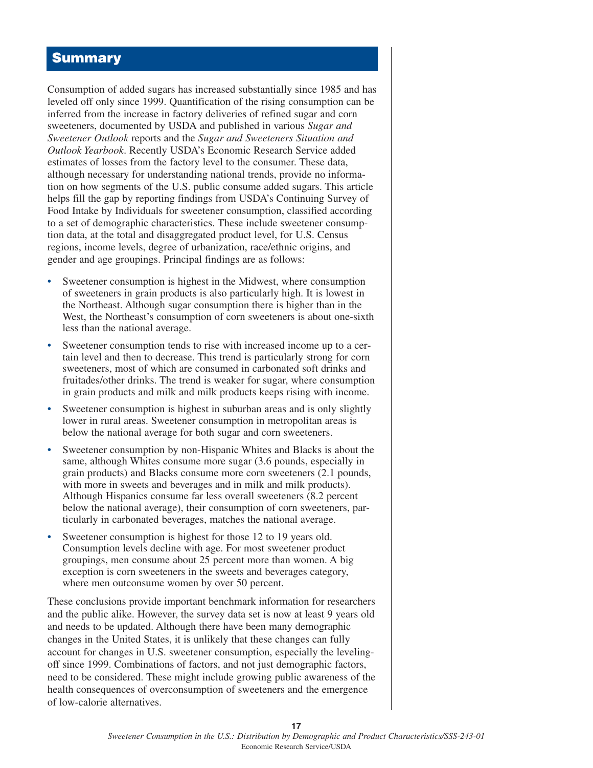## Summary

Consumption of added sugars has increased substantially since 1985 and has leveled off only since 1999. Quantification of the rising consumption can be inferred from the increase in factory deliveries of refined sugar and corn sweeteners, documented by USDA and published in various *Sugar and Sweetener Outlook* reports and the *Sugar and Sweeteners Situation and Outlook Yearbook*. Recently USDA's Economic Research Service added estimates of losses from the factory level to the consumer. These data, although necessary for understanding national trends, provide no information on how segments of the U.S. public consume added sugars. This article helps fill the gap by reporting findings from USDA's Continuing Survey of Food Intake by Individuals for sweetener consumption, classified according to a set of demographic characteristics. These include sweetener consumption data, at the total and disaggregated product level, for U.S. Census regions, income levels, degree of urbanization, race/ethnic origins, and gender and age groupings. Principal findings are as follows:

- Sweetener consumption is highest in the Midwest, where consumption of sweeteners in grain products is also particularly high. It is lowest in the Northeast. Although sugar consumption there is higher than in the West, the Northeast's consumption of corn sweeteners is about one-sixth less than the national average.
- Sweetener consumption tends to rise with increased income up to a certain level and then to decrease. This trend is particularly strong for corn sweeteners, most of which are consumed in carbonated soft drinks and fruitades/other drinks. The trend is weaker for sugar, where consumption in grain products and milk and milk products keeps rising with income.
- Sweetener consumption is highest in suburban areas and is only slightly lower in rural areas. Sweetener consumption in metropolitan areas is below the national average for both sugar and corn sweeteners.
- Sweetener consumption by non-Hispanic Whites and Blacks is about the same, although Whites consume more sugar (3.6 pounds, especially in grain products) and Blacks consume more corn sweeteners (2.1 pounds, with more in sweets and beverages and in milk and milk products). Although Hispanics consume far less overall sweeteners (8.2 percent below the national average), their consumption of corn sweeteners, particularly in carbonated beverages, matches the national average.
- Sweetener consumption is highest for those 12 to 19 years old. Consumption levels decline with age. For most sweetener product groupings, men consume about 25 percent more than women. A big exception is corn sweeteners in the sweets and beverages category, where men outconsume women by over 50 percent.

These conclusions provide important benchmark information for researchers and the public alike. However, the survey data set is now at least 9 years old and needs to be updated. Although there have been many demographic changes in the United States, it is unlikely that these changes can fully account for changes in U.S. sweetener consumption, especially the leveling-off since 1999. Combinations of factors, and not just demographic factors, need to be considered. These might include growing public awareness of the health consequences of overconsumption of sweeteners and the emergence of low-calorie alternatives.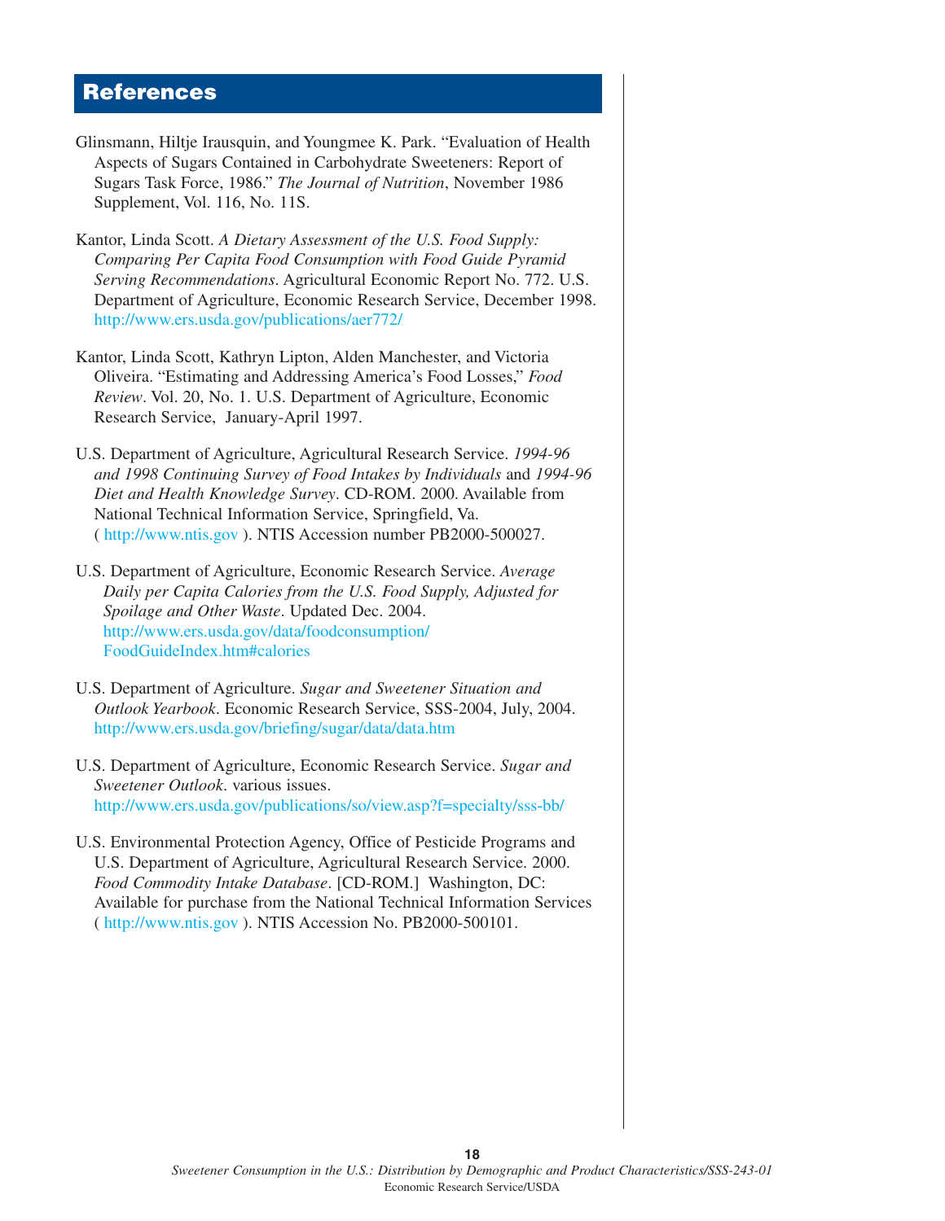# References

Glinsmann, Hiltje Irausquin, and Youngmee K. Park. "Evaluation of Health Aspects of Sugars Contained in Carbohydrate Sweeteners: Report of Sugars Task Force, 1986." *The Journal of Nutrition*, November 1986 Supplement, Vol. 116, No. 11S.

Kantor, Linda Scott. *A Dietary Assessment of the U.S. Food Supply: Comparing Per Capita Food Consumption with Food Guide Pyramid Serving Recommendations*. Agricultural Economic Report No. 772. U.S. Department of Agriculture, Economic Research Service, December 1998. http://www.ers.usda.gov/publications/aer772/

Kantor, Linda Scott, Kathryn Lipton, Alden Manchester, and Victoria Oliveira. "Estimating and Addressing America's Food Losses," *Food Review*. Vol. 20, No. 1. U.S. Department of Agriculture, Economic Research Service, January-April 1997.

U.S. Department of Agriculture, Agricultural Research Service. *1994-96 and 1998 Continuing Survey of Food Intakes by Individuals* and *1994-96 Diet and Health Knowledge Survey*. CD-ROM. 2000. Available from National Technical Information Service, Springfield, Va. ( http://www.ntis.gov ). NTIS Accession number PB2000-500027.

U.S. Department of Agriculture, Economic Research Service. *Average Daily per Capita Calories from the U.S. Food Supply, Adjusted for Spoilage and Other Waste*. Updated Dec. 2004. http://www.ers.usda.gov/data/foodconsumption/FoodGuideIndex.htm#calories

U.S. Department of Agriculture. *Sugar and Sweetener Situation and Outlook Yearbook*. Economic Research Service, SSS-2004, July, 2004. http://www.ers.usda.gov/briefing/sugar/data/data.htm

U.S. Department of Agriculture, Economic Research Service. *Sugar and Sweetener Outlook*. various issues. http://www.ers.usda.gov/publications/so/view.asp?f=specialty/sss-bb/

U.S. Environmental Protection Agency, Office of Pesticide Programs and U.S. Department of Agriculture, Agricultural Research Service. 2000. *Food Commodity Intake Database*. [CD-ROM.] Washington, DC: Available for purchase from the National Technical Information Services ( http://www.ntis.gov ). NTIS Accession No. PB2000-500101.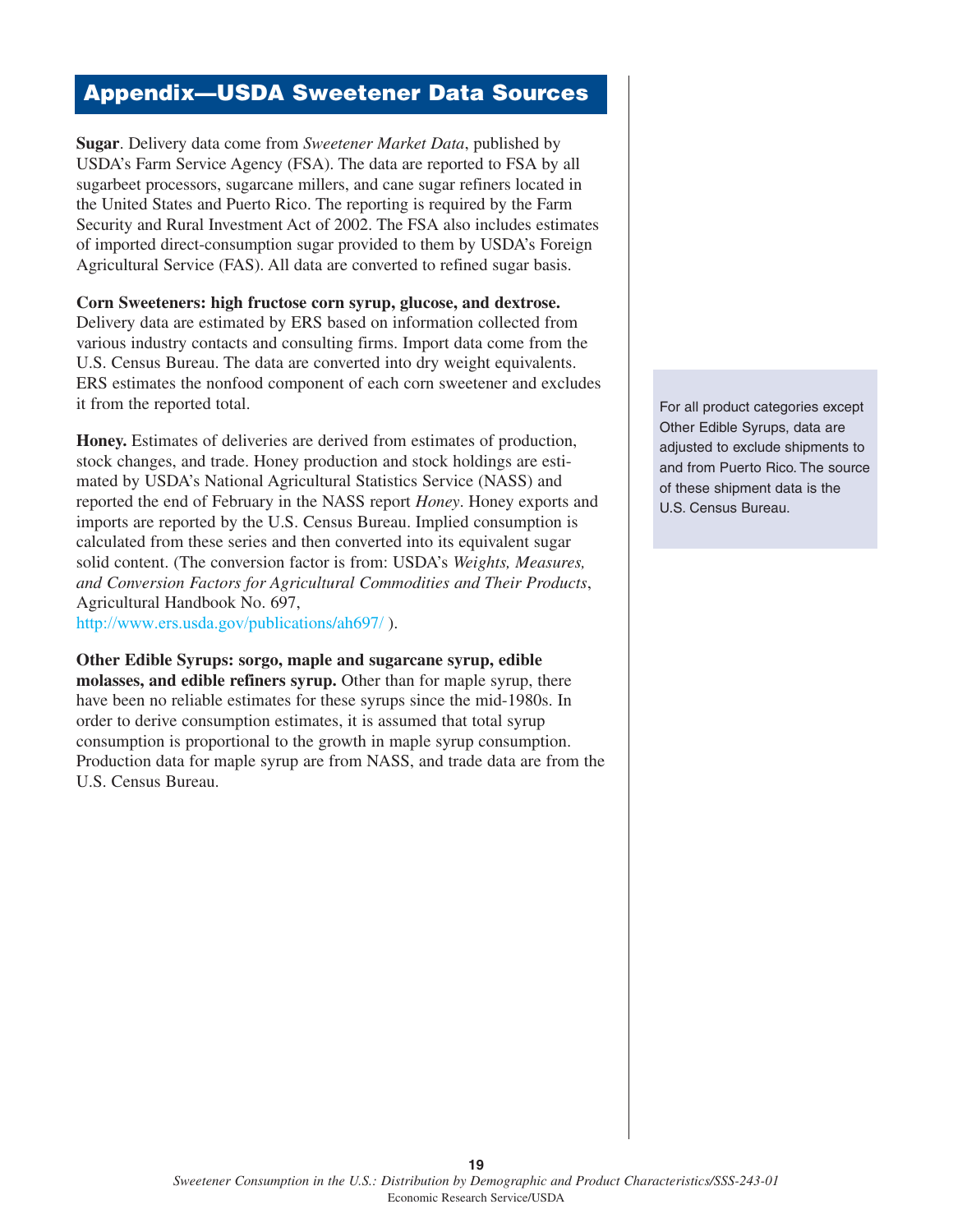## Appendix—USDA Sweetener Data Sources

**Sugar**. Delivery data come from *Sweetener Market Data*, published by USDA's Farm Service Agency (FSA). The data are reported to FSA by all sugarbeet processors, sugarcane millers, and cane sugar refiners located in the United States and Puerto Rico. The reporting is required by the Farm Security and Rural Investment Act of 2002. The FSA also includes estimates of imported direct-consumption sugar provided to them by USDA's Foreign Agricultural Service (FAS). All data are converted to refined sugar basis.

**Corn Sweeteners: high fructose corn syrup, glucose, and dextrose.** Delivery data are estimated by ERS based on information collected from various industry contacts and consulting firms. Import data come from the U.S. Census Bureau. The data are converted into dry weight equivalents. ERS estimates the nonfood component of each corn sweetener and excludes it from the reported total.

**Honey.** Estimates of deliveries are derived from estimates of production, stock changes, and trade. Honey production and stock holdings are estimated by USDA's National Agricultural Statistics Service (NASS) and reported the end of February in the NASS report *Honey*. Honey exports and imports are reported by the U.S. Census Bureau. Implied consumption is calculated from these series and then converted into its equivalent sugar solid content. (The conversion factor is from: USDA's *Weights, Measures, and Conversion Factors for Agricultural Commodities and Their Products*, Agricultural Handbook No. 697, http://www.ers.usda.gov/publications/ah697/ ).

**Other Edible Syrups: sorgo, maple and sugarcane syrup, edible molasses, and edible refiners syrup.** Other than for maple syrup, there have been no reliable estimates for these syrups since the mid-1980s. In order to derive consumption estimates, it is assumed that total syrup consumption is proportional to the growth in maple syrup consumption. Production data for maple syrup are from NASS, and trade data are from the U.S. Census Bureau.

For all product categories except Other Edible Syrups, data are adjusted to exclude shipments to and from Puerto Rico. The source of these shipment data is the U.S. Census Bureau.